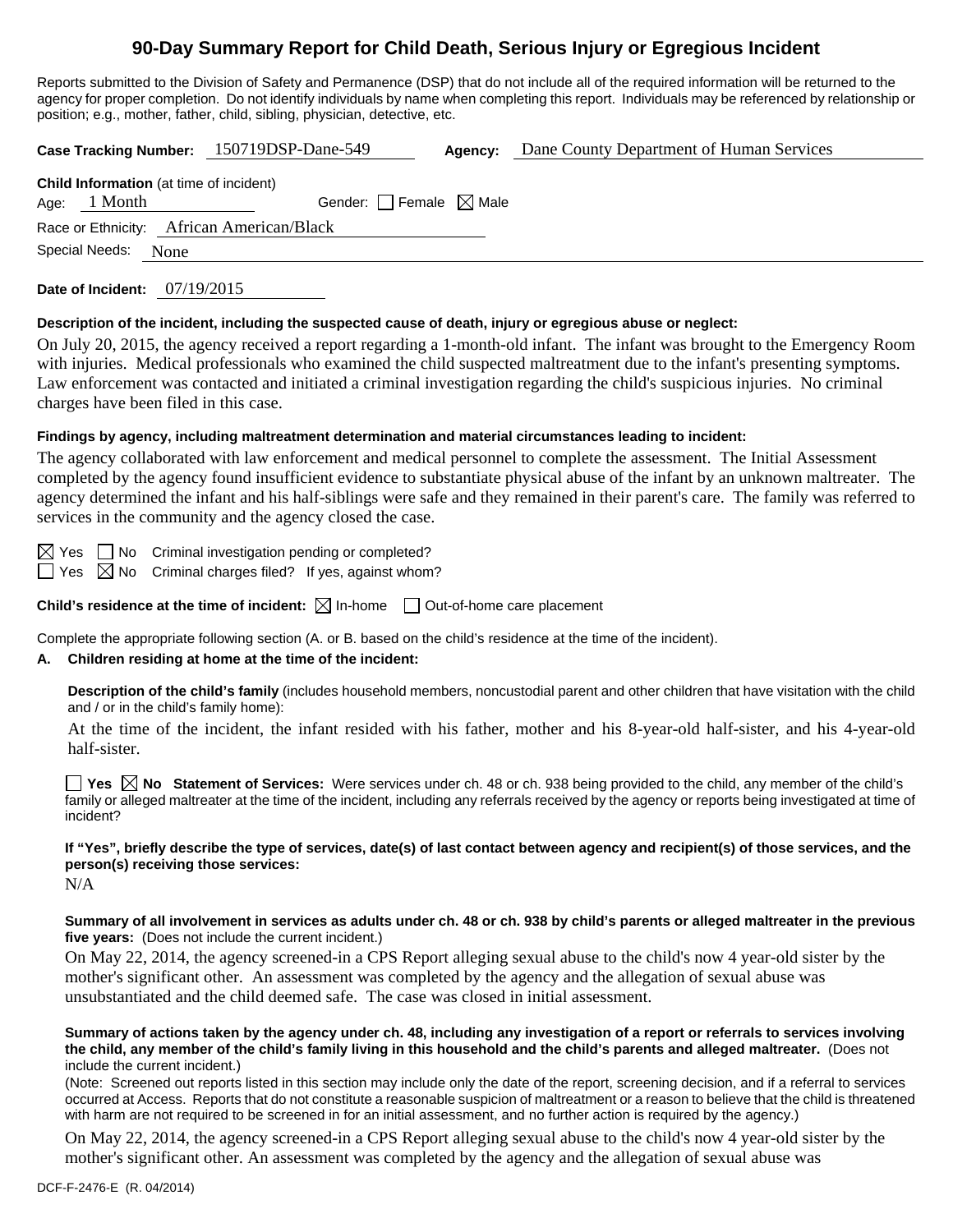# 90-Day Summary Report for Child Death, Serious Injury or Egregious Incident

Reports submitted to the Division of Safety and Permanence (DSP) that do not include all of the required information will be returned to the agency for proper completion. Do not identify individuals by name when completing this report. Individuals may be referenced by relationship or position; e.g., mother, father, child, sibling, physician, detective, etc.

**Case Tracking Number:** 150719DSP-Dane-549 **Agency:** Dane County Department of Human Services

**Child Information** (at time of incident)
Age: 1 Month Gender: ☐ Female ☒ Male
Race or Ethnicity: African American/Black
Special Needs: None

**Date of Incident:** 07/19/2015

**Description of the incident, including the suspected cause of death, injury or egregious abuse or neglect:**

On July 20, 2015, the agency received a report regarding a 1-month-old infant. The infant was brought to the Emergency Room with injuries. Medical professionals who examined the child suspected maltreatment due to the infant's presenting symptoms. Law enforcement was contacted and initiated a criminal investigation regarding the child's suspicious injuries. No criminal charges have been filed in this case.

**Findings by agency, including maltreatment determination and material circumstances leading to incident:**

The agency collaborated with law enforcement and medical personnel to complete the assessment. The Initial Assessment completed by the agency found insufficient evidence to substantiate physical abuse of the infant by an unknown maltreater. The agency determined the infant and his half-siblings were safe and they remained in their parent's care. The family was referred to services in the community and the agency closed the case.

☒ Yes ☐ No Criminal investigation pending or completed?
☐ Yes ☒ No Criminal charges filed? If yes, against whom?

**Child's residence at the time of incident:** ☒ In-home ☐ Out-of-home care placement

Complete the appropriate following section (A. or B. based on the child's residence at the time of the incident).

**A. Children residing at home at the time of the incident:**

**Description of the child's family** (includes household members, noncustodial parent and other children that have visitation with the child and / or in the child's family home):

At the time of the incident, the infant resided with his father, mother and his 8-year-old half-sister, and his 4-year-old half-sister.

☐ **Yes** ☒ **No Statement of Services:** Were services under ch. 48 or ch. 938 being provided to the child, any member of the child's family or alleged maltreater at the time of the incident, including any referrals received by the agency or reports being investigated at time of incident?

**If "Yes", briefly describe the type of services, date(s) of last contact between agency and recipient(s) of those services, and the person(s) receiving those services:**

N/A

**Summary of all involvement in services as adults under ch. 48 or ch. 938 by child's parents or alleged maltreater in the previous five years:** (Does not include the current incident.)

On May 22, 2014, the agency screened-in a CPS Report alleging sexual abuse to the child's now 4 year-old sister by the mother's significant other. An assessment was completed by the agency and the allegation of sexual abuse was unsubstantiated and the child deemed safe. The case was closed in initial assessment.

**Summary of actions taken by the agency under ch. 48, including any investigation of a report or referrals to services involving the child, any member of the child's family living in this household and the child's parents and alleged maltreater.** (Does not include the current incident.)

(Note: Screened out reports listed in this section may include only the date of the report, screening decision, and if a referral to services occurred at Access. Reports that do not constitute a reasonable suspicion of maltreatment or a reason to believe that the child is threatened with harm are not required to be screened in for an initial assessment, and no further action is required by the agency.)

On May 22, 2014, the agency screened-in a CPS Report alleging sexual abuse to the child's now 4 year-old sister by the mother's significant other. An assessment was completed by the agency and the allegation of sexual abuse was

DCF-F-2476-E (R. 04/2014)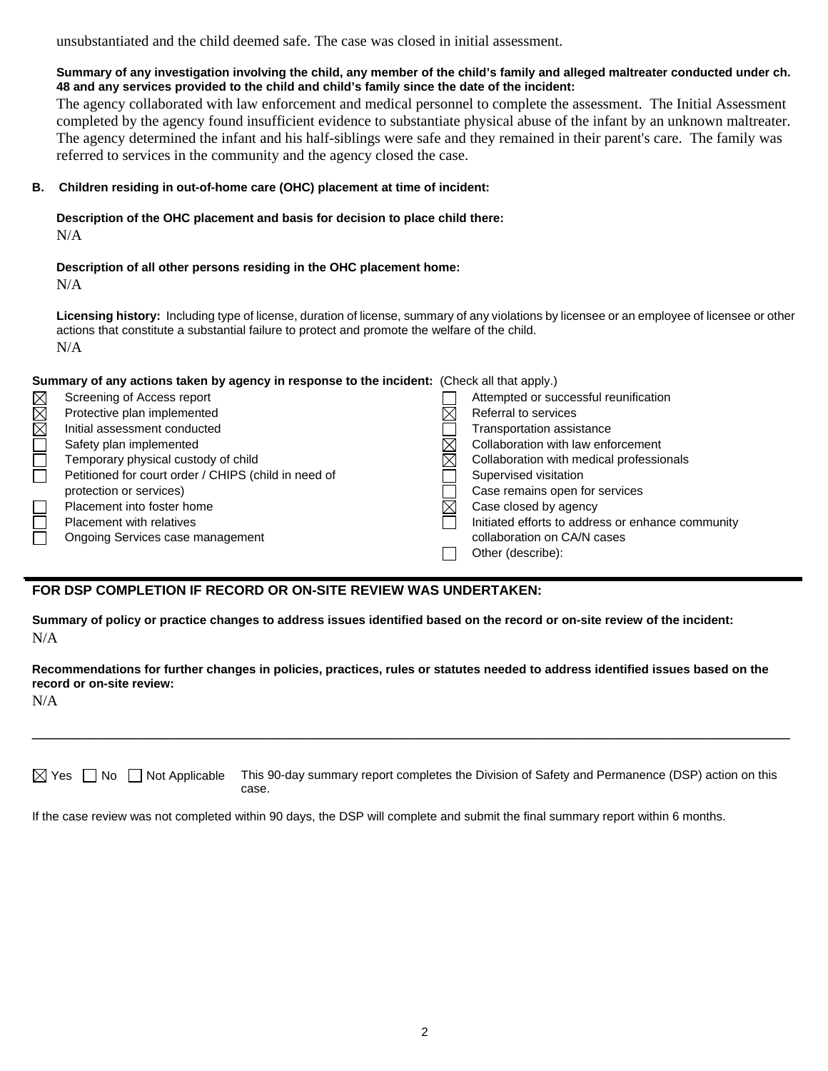unsubstantiated and the child deemed safe. The case was closed in initial assessment.

**Summary of any investigation involving the child, any member of the child's family and alleged maltreater conducted under ch. 48 and any services provided to the child and child's family since the date of the incident:**

The agency collaborated with law enforcement and medical personnel to complete the assessment. The Initial Assessment completed by the agency found insufficient evidence to substantiate physical abuse of the infant by an unknown maltreater. The agency determined the infant and his half-siblings were safe and they remained in their parent's care. The family was referred to services in the community and the agency closed the case.

**B. Children residing in out-of-home care (OHC) placement at time of incident:**

**Description of the OHC placement and basis for decision to place child there:**
N/A

**Description of all other persons residing in the OHC placement home:**
N/A

**Licensing history:** Including type of license, duration of license, summary of any violations by licensee or an employee of licensee or other actions that constitute a substantial failure to protect and promote the welfare of the child.
N/A

**Summary of any actions taken by agency in response to the incident:** (Check all that apply.)

- [x] Screening of Access report
- [x] Protective plan implemented
- [x] Initial assessment conducted
- [ ] Safety plan implemented
- [ ] Temporary physical custody of child
- [ ] Petitioned for court order / CHIPS (child in need of protection or services)
- [ ] Placement into foster home
- [ ] Placement with relatives
- [ ] Ongoing Services case management
- [ ] Attempted or successful reunification
- [x] Referral to services
- [ ] Transportation assistance
- [x] Collaboration with law enforcement
- [x] Collaboration with medical professionals
- [ ] Supervised visitation
- [ ] Case remains open for services
- [x] Case closed by agency
- [ ] Initiated efforts to address or enhance community collaboration on CA/N cases
- [ ] Other (describe):

## FOR DSP COMPLETION IF RECORD OR ON-SITE REVIEW WAS UNDERTAKEN:

**Summary of policy or practice changes to address issues identified based on the record or on-site review of the incident:**
N/A

**Recommendations for further changes in policies, practices, rules or statutes needed to address identified issues based on the record or on-site review:**
N/A

---

[x] Yes [ ] No [ ] Not Applicable This 90-day summary report completes the Division of Safety and Permanence (DSP) action on this case.

If the case review was not completed within 90 days, the DSP will complete and submit the final summary report within 6 months.